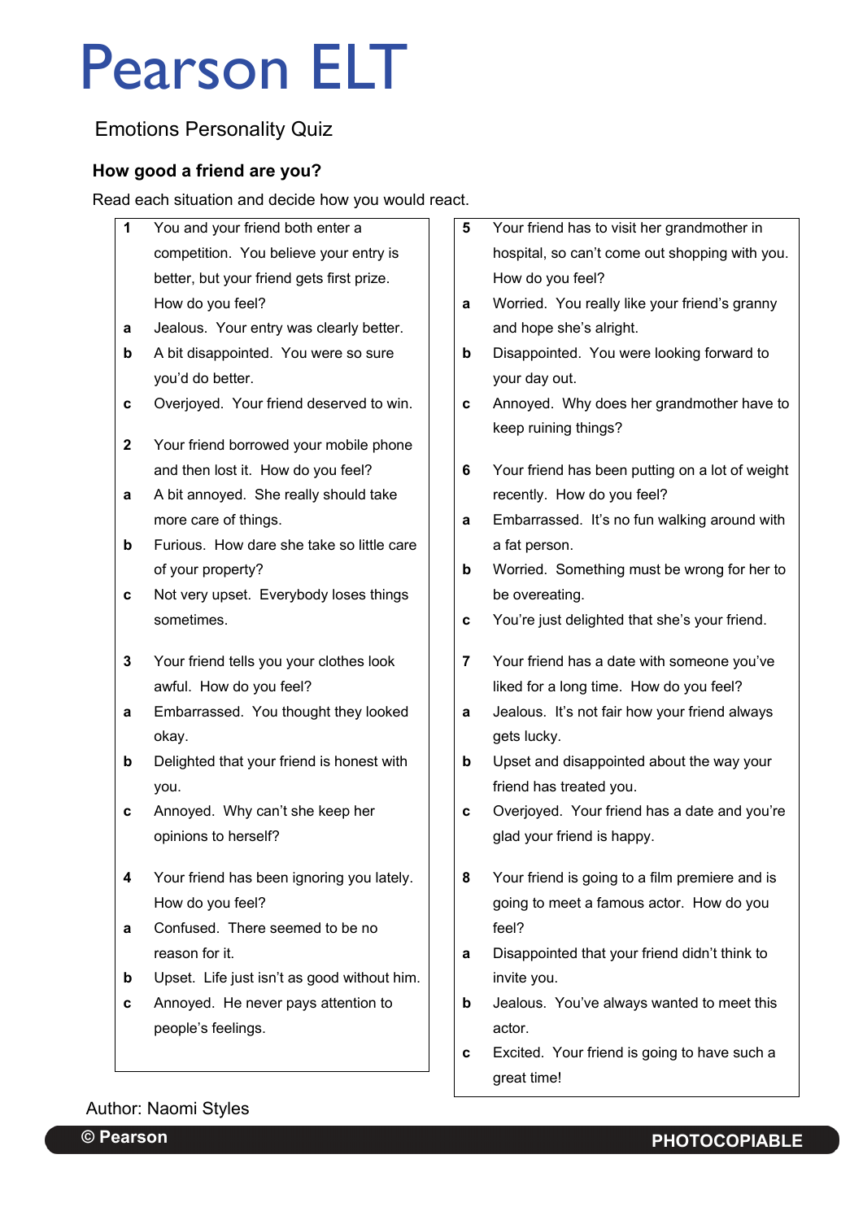# Pearson ELT

## Emotions Personality Quiz

### How good a friend are you?

Read each situation and decide how you would react.

**1** You and your friend both enter a competition. You believe your entry is better, but your friend gets first prize. How do you feel?

**a** Jealous. Your entry was clearly better.

**b** A bit disappointed. You were so sure you'd do better.

**c** Overjoyed. Your friend deserved to win.

**2** Your friend borrowed your mobile phone and then lost it. How do you feel?

**a** A bit annoyed. She really should take more care of things.

**b** Furious. How dare she take so little care of your property?

**c** Not very upset. Everybody loses things sometimes.

**3** Your friend tells you your clothes look awful. How do you feel?

**a** Embarrassed. You thought they looked okay.

**b** Delighted that your friend is honest with you.

**c** Annoyed. Why can't she keep her opinions to herself?

**4** Your friend has been ignoring you lately. How do you feel?

**a** Confused. There seemed to be no reason for it.

**b** Upset. Life just isn't as good without him.

**c** Annoyed. He never pays attention to people's feelings.

**5** Your friend has to visit her grandmother in hospital, so can't come out shopping with you. How do you feel?

**a** Worried. You really like your friend's granny and hope she's alright.

**b** Disappointed. You were looking forward to your day out.

**c** Annoyed. Why does her grandmother have to keep ruining things?

**6** Your friend has been putting on a lot of weight recently. How do you feel?

**a** Embarrassed. It's no fun walking around with a fat person.

**b** Worried. Something must be wrong for her to be overeating.

**c** You're just delighted that she's your friend.

**7** Your friend has a date with someone you've liked for a long time. How do you feel?

**a** Jealous. It's not fair how your friend always gets lucky.

**b** Upset and disappointed about the way your friend has treated you.

**c** Overjoyed. Your friend has a date and you're glad your friend is happy.

**8** Your friend is going to a film premiere and is going to meet a famous actor. How do you feel?

**a** Disappointed that your friend didn't think to invite you.

**b** Jealous. You've always wanted to meet this actor.

**c** Excited. Your friend is going to have such a great time!

Author: Naomi Styles

© Pearson PHOTOCOPIABLE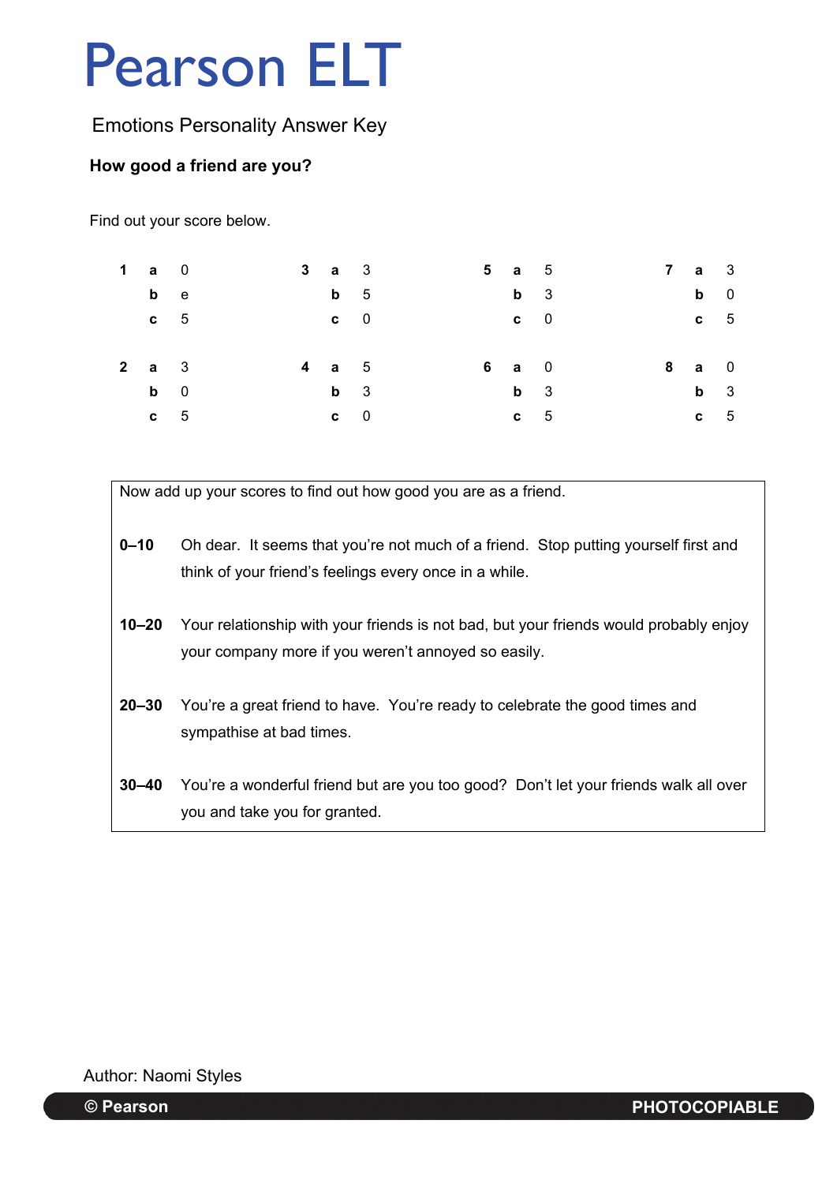# Pearson ELT

Emotions Personality Answer Key

**How good a friend are you?**

Find out your score below.

| | | | | | | | | | | | |
|---|---|---|---|---|---|---|---|---|---|---|---|
| **1** | **a** | 0 | **3** | **a** | 3 | **5** | **a** | 5 | **7** | **a** | 3 |
| | **b** | e | | **b** | 5 | | **b** | 3 | | **b** | 0 |
| | **c** | 5 | | **c** | 0 | | **c** | 0 | | **c** | 5 |
| **2** | **a** | 3 | **4** | **a** | 5 | **6** | **a** | 0 | **8** | **a** | 0 |
| | **b** | 0 | | **b** | 3 | | **b** | 3 | | **b** | 3 |
| | **c** | 5 | | **c** | 0 | | **c** | 5 | | **c** | 5 |

Now add up your scores to find out how good you are as a friend.

**0–10** Oh dear. It seems that you're not much of a friend. Stop putting yourself first and think of your friend's feelings every once in a while.

**10–20** Your relationship with your friends is not bad, but your friends would probably enjoy your company more if you weren't annoyed so easily.

**20–30** You're a great friend to have. You're ready to celebrate the good times and sympathise at bad times.

**30–40** You're a wonderful friend but are you too good? Don't let your friends walk all over you and take you for granted.

Author: Naomi Styles

© Pearson PHOTOCOPIABLE